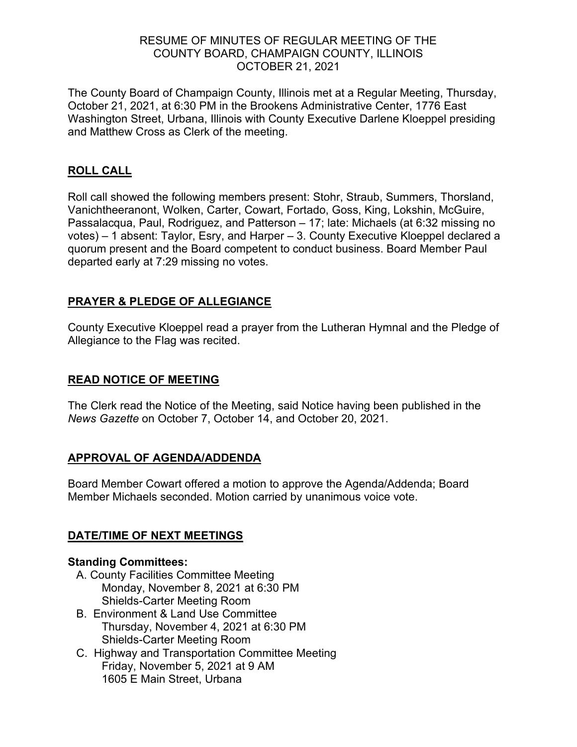RESUME OF MINUTES OF REGULAR MEETING OF THE
COUNTY BOARD, CHAMPAIGN COUNTY, ILLINOIS
OCTOBER 21, 2021

The County Board of Champaign County, Illinois met at a Regular Meeting, Thursday, October 21, 2021, at 6:30 PM in the Brookens Administrative Center, 1776 East Washington Street, Urbana, Illinois with County Executive Darlene Kloeppel presiding and Matthew Cross as Clerk of the meeting.

## ROLL CALL

Roll call showed the following members present: Stohr, Straub, Summers, Thorsland, Vanichtheeranont, Wolken, Carter, Cowart, Fortado, Goss, King, Lokshin, McGuire, Passalacqua, Paul, Rodriguez, and Patterson – 17; late: Michaels (at 6:32 missing no votes) – 1 absent: Taylor, Esry, and Harper – 3. County Executive Kloeppel declared a quorum present and the Board competent to conduct business. Board Member Paul departed early at 7:29 missing no votes.

## PRAYER & PLEDGE OF ALLEGIANCE

County Executive Kloeppel read a prayer from the Lutheran Hymnal and the Pledge of Allegiance to the Flag was recited.

## READ NOTICE OF MEETING

The Clerk read the Notice of the Meeting, said Notice having been published in the *News Gazette* on October 7, October 14, and October 20, 2021.

## APPROVAL OF AGENDA/ADDENDA

Board Member Cowart offered a motion to approve the Agenda/Addenda; Board Member Michaels seconded. Motion carried by unanimous voice vote.

## DATE/TIME OF NEXT MEETINGS

**Standing Committees:**

A. County Facilities Committee Meeting
   Monday, November 8, 2021 at 6:30 PM
   Shields-Carter Meeting Room

B. Environment & Land Use Committee
   Thursday, November 4, 2021 at 6:30 PM
   Shields-Carter Meeting Room

C. Highway and Transportation Committee Meeting
   Friday, November 5, 2021 at 9 AM
   1605 E Main Street, Urbana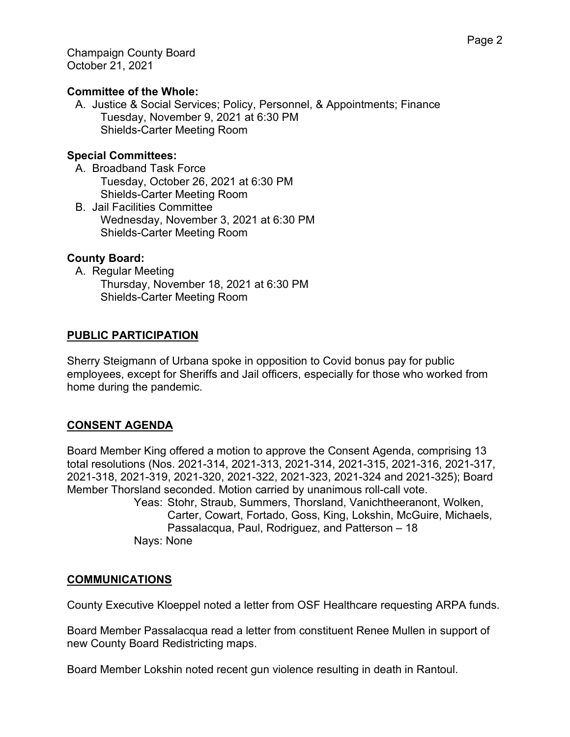**Committee of the Whole:**

A. Justice & Social Services; Policy, Personnel, & Appointments; Finance
   Tuesday, November 9, 2021 at 6:30 PM
   Shields-Carter Meeting Room

**Special Committees:**

A. Broadband Task Force
   Tuesday, October 26, 2021 at 6:30 PM
   Shields-Carter Meeting Room
B. Jail Facilities Committee
   Wednesday, November 3, 2021 at 6:30 PM
   Shields-Carter Meeting Room

**County Board:**

A. Regular Meeting
   Thursday, November 18, 2021 at 6:30 PM
   Shields-Carter Meeting Room

## PUBLIC PARTICIPATION

Sherry Steigmann of Urbana spoke in opposition to Covid bonus pay for public employees, except for Sheriffs and Jail officers, especially for those who worked from home during the pandemic.

## CONSENT AGENDA

Board Member King offered a motion to approve the Consent Agenda, comprising 13 total resolutions (Nos. 2021-314, 2021-313, 2021-314, 2021-315, 2021-316, 2021-317, 2021-318, 2021-319, 2021-320, 2021-322, 2021-323, 2021-324 and 2021-325); Board Member Thorsland seconded. Motion carried by unanimous roll-call vote.

Yeas: Stohr, Straub, Summers, Thorsland, Vanichtheeranont, Wolken, Carter, Cowart, Fortado, Goss, King, Lokshin, McGuire, Michaels, Passalacqua, Paul, Rodriguez, and Patterson – 18

Nays: None

## COMMUNICATIONS

County Executive Kloeppel noted a letter from OSF Healthcare requesting ARPA funds.

Board Member Passalacqua read a letter from constituent Renee Mullen in support of new County Board Redistricting maps.

Board Member Lokshin noted recent gun violence resulting in death in Rantoul.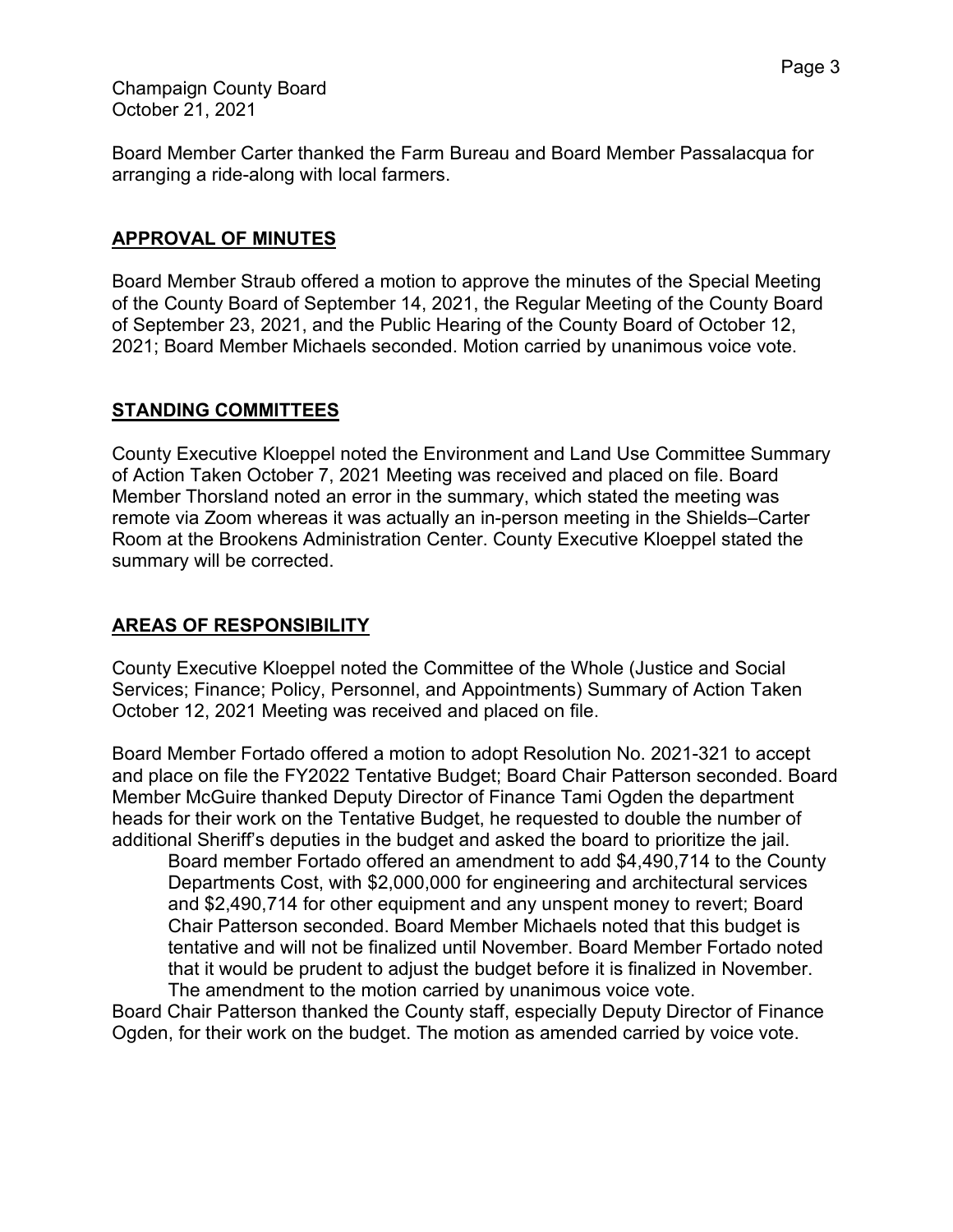Board Member Carter thanked the Farm Bureau and Board Member Passalacqua for arranging a ride-along with local farmers.

## APPROVAL OF MINUTES

Board Member Straub offered a motion to approve the minutes of the Special Meeting of the County Board of September 14, 2021, the Regular Meeting of the County Board of September 23, 2021, and the Public Hearing of the County Board of October 12, 2021; Board Member Michaels seconded. Motion carried by unanimous voice vote.

## STANDING COMMITTEES

County Executive Kloeppel noted the Environment and Land Use Committee Summary of Action Taken October 7, 2021 Meeting was received and placed on file. Board Member Thorsland noted an error in the summary, which stated the meeting was remote via Zoom whereas it was actually an in-person meeting in the Shields–Carter Room at the Brookens Administration Center. County Executive Kloeppel stated the summary will be corrected.

## AREAS OF RESPONSIBILITY

County Executive Kloeppel noted the Committee of the Whole (Justice and Social Services; Finance; Policy, Personnel, and Appointments) Summary of Action Taken October 12, 2021 Meeting was received and placed on file.

Board Member Fortado offered a motion to adopt Resolution No. 2021-321 to accept and place on file the FY2022 Tentative Budget; Board Chair Patterson seconded. Board Member McGuire thanked Deputy Director of Finance Tami Ogden the department heads for their work on the Tentative Budget, he requested to double the number of additional Sheriff's deputies in the budget and asked the board to prioritize the jail.

> Board member Fortado offered an amendment to add $4,490,714 to the County Departments Cost, with $2,000,000 for engineering and architectural services and $2,490,714 for other equipment and any unspent money to revert; Board Chair Patterson seconded. Board Member Michaels noted that this budget is tentative and will not be finalized until November. Board Member Fortado noted that it would be prudent to adjust the budget before it is finalized in November. The amendment to the motion carried by unanimous voice vote.

Board Chair Patterson thanked the County staff, especially Deputy Director of Finance Ogden, for their work on the budget. The motion as amended carried by voice vote.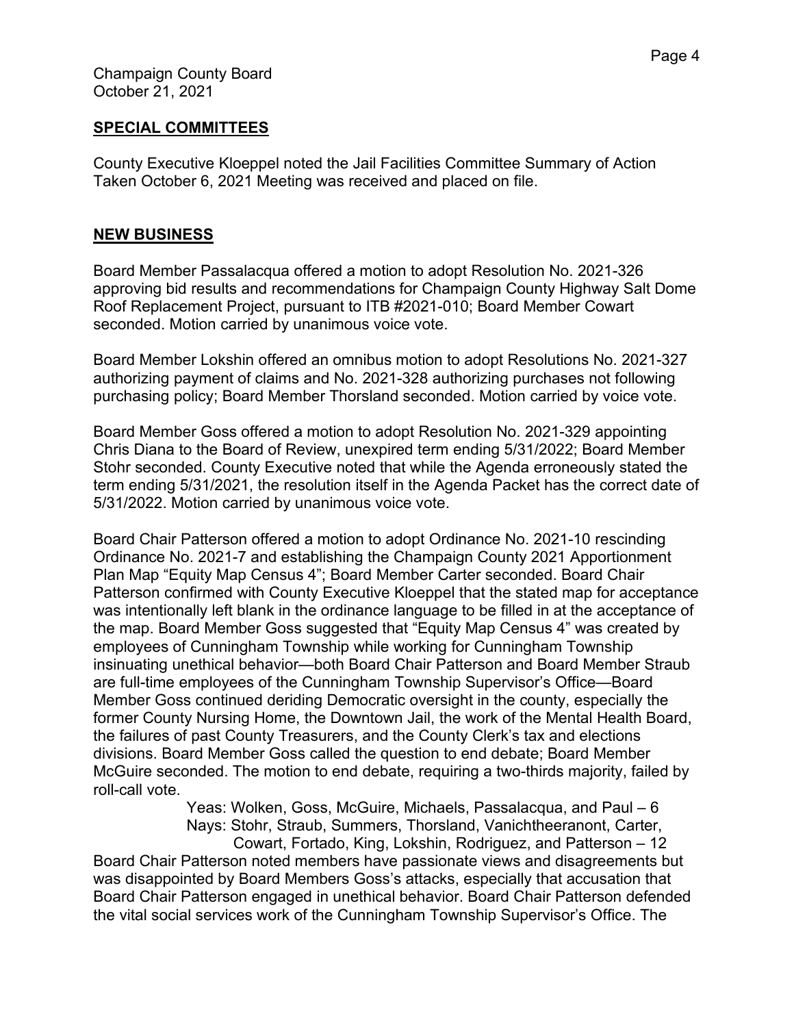Champaign County Board
October 21, 2021

## SPECIAL COMMITTEES

County Executive Kloeppel noted the Jail Facilities Committee Summary of Action Taken October 6, 2021 Meeting was received and placed on file.

## NEW BUSINESS

Board Member Passalacqua offered a motion to adopt Resolution No. 2021-326 approving bid results and recommendations for Champaign County Highway Salt Dome Roof Replacement Project, pursuant to ITB #2021-010; Board Member Cowart seconded. Motion carried by unanimous voice vote.

Board Member Lokshin offered an omnibus motion to adopt Resolutions No. 2021-327 authorizing payment of claims and No. 2021-328 authorizing purchases not following purchasing policy; Board Member Thorsland seconded. Motion carried by voice vote.

Board Member Goss offered a motion to adopt Resolution No. 2021-329 appointing Chris Diana to the Board of Review, unexpired term ending 5/31/2022; Board Member Stohr seconded. County Executive noted that while the Agenda erroneously stated the term ending 5/31/2021, the resolution itself in the Agenda Packet has the correct date of 5/31/2022. Motion carried by unanimous voice vote.

Board Chair Patterson offered a motion to adopt Ordinance No. 2021-10 rescinding Ordinance No. 2021-7 and establishing the Champaign County 2021 Apportionment Plan Map "Equity Map Census 4"; Board Member Carter seconded. Board Chair Patterson confirmed with County Executive Kloeppel that the stated map for acceptance was intentionally left blank in the ordinance language to be filled in at the acceptance of the map. Board Member Goss suggested that "Equity Map Census 4" was created by employees of Cunningham Township while working for Cunningham Township insinuating unethical behavior—both Board Chair Patterson and Board Member Straub are full-time employees of the Cunningham Township Supervisor's Office—Board Member Goss continued deriding Democratic oversight in the county, especially the former County Nursing Home, the Downtown Jail, the work of the Mental Health Board, the failures of past County Treasurers, and the County Clerk's tax and elections divisions. Board Member Goss called the question to end debate; Board Member McGuire seconded. The motion to end debate, requiring a two-thirds majority, failed by roll-call vote.

Yeas: Wolken, Goss, McGuire, Michaels, Passalacqua, and Paul – 6
Nays: Stohr, Straub, Summers, Thorsland, Vanichtheeranont, Carter, Cowart, Fortado, King, Lokshin, Rodriguez, and Patterson – 12

Board Chair Patterson noted members have passionate views and disagreements but was disappointed by Board Members Goss's attacks, especially that accusation that Board Chair Patterson engaged in unethical behavior. Board Chair Patterson defended the vital social services work of the Cunningham Township Supervisor's Office. The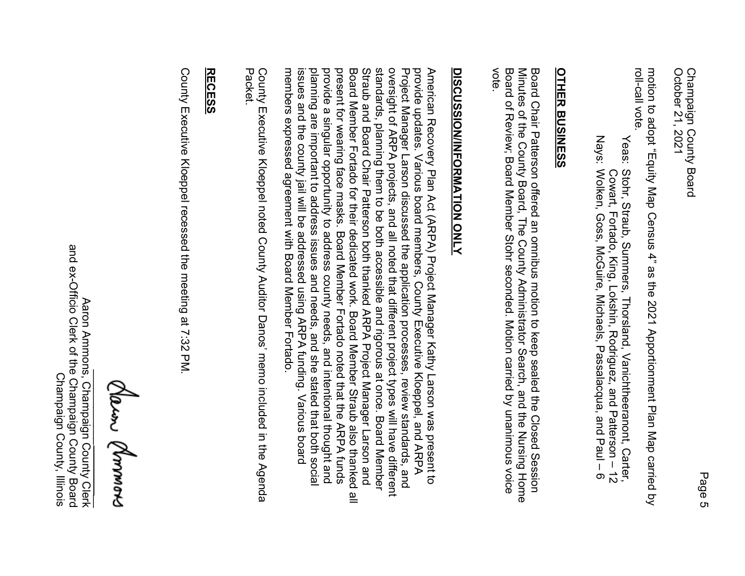motion to adopt "Equity Map Census 4" as the 2021 Apportionment Plan Map carried by roll-call vote.

Yeas: Stohr, Straub, Summers, Thorsland, Vanichtheeranont, Carter, Cowart, Fortado, King, Lokshin, Rodriguez, and Patterson – 12
Nays: Wolken, Goss, McGuire, Michaels, Passalacqua, and Paul – 6

## OTHER BUSINESS

Board Chair Patterson offered an omnibus motion to keep sealed the Closed Session Minutes of the County Board, The County Administrator Search, and the Nursing Home Board of Review; Board Member Stohr seconded. Motion carried by unanimous voice vote.

## DISCUSSION/INFORMATION ONLY

American Recovery Plan Act (ARPA) Project Manager Kathy Larson was present to provide updates. Various board members, County Executive Kloeppel, and ARPA Project Manager Larson discussed the application processes, review standards, and oversight of ARPA projects, and all noted that different project types will have different standards, planning them to be both accessible and rigorous at once. Board Member Straub and Board Chair Patterson both thanked ARPA Project Manager Larson and Board Member Fortado for their dedicated work. Board Member Straub also thanked all present for wearing face masks. Board Member Fortado noted that the ARPA funds provide a singular opportunity to address county needs, and intentional thought and planning are important to address issues and needs, and she stated that both social issues and the county jail will be addressed using ARPA funding. Various board members expressed agreement with Board Member Fortado.

County Executive Kloeppel noted County Auditor Danos' memo included in the Agenda Packet.

## RECESS

County Executive Kloeppel recessed the meeting at 7:32 PM.

Aaron Ammons, Champaign County Clerk
and ex-Officio Clerk of the Champaign County Board
Champaign County, Illinois